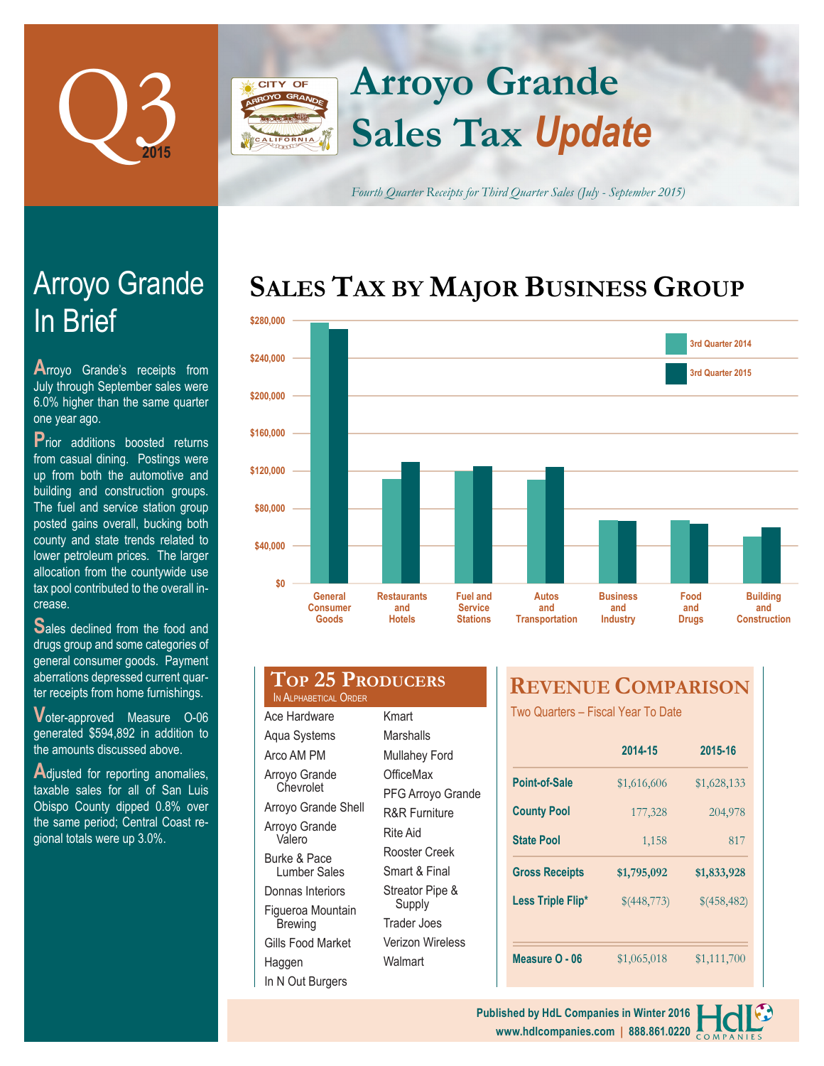# Q3 2015

# Arroyo Grande Sales Tax *Update*

*Fourth Quarter Receipts for Third Quarter Sales (July - September 2015)*

## Arroyo Grande In Brief

Arroyo Grande's receipts from July through September sales were 6.0% higher than the same quarter one year ago.

Prior additions boosted returns from casual dining. Postings were up from both the automotive and building and construction groups. The fuel and service station group posted gains overall, bucking both county and state trends related to lower petroleum prices. The larger allocation from the countywide use tax pool contributed to the overall increase.

Sales declined from the food and drugs group and some categories of general consumer goods. Payment aberrations depressed current quarter receipts from home furnishings.

Voter-approved Measure O-06 generated $594,892 in addition to the amounts discussed above.

Adjusted for reporting anomalies, taxable sales for all of San Luis Obispo County dipped 0.8% over the same period; Central Coast regional totals were up 3.0%.

## Sales Tax by Major Business Group

Legend: 3rd Quarter 2014, 3rd Quarter 2015

Categories: General Consumer Goods; Restaurants and Hotels; Fuel and Service Stations; Autos and Transportation; Business and Industry; Food and Drugs; Building and Construction

Axis: $0 – $280,000

## Top 25 Producers

In Alphabetical Order

- Ace Hardware
- Aqua Systems
- Arco AM PM
- Arroyo Grande Chevrolet
- Arroyo Grande Shell
- Arroyo Grande Valero
- Burke & Pace Lumber Sales
- Donnas Interiors
- Figueroa Mountain Brewing
- Gills Food Market
- Haggen
- In N Out Burgers
- Kmart
- Marshalls
- Mullahey Ford
- OfficeMax
- PFG Arroyo Grande
- R&R Furniture
- Rite Aid
- Rooster Creek
- Smart & Final
- Streator Pipe & Supply
- Trader Joes
- Verizon Wireless
- Walmart

## Revenue Comparison

Two Quarters – Fiscal Year To Date

| | 2014-15 | 2015-16 |
|---|---|---|
| **Point-of-Sale** | $1,616,606 | $1,628,133 |
| **County Pool** | 177,328 | 204,978 |
| **State Pool** | 1,158 | 817 |
| **Gross Receipts** | **$1,795,092** | **$1,833,928** |
| **Less Triple Flip*** | $(448,773) | $(458,482) |
| **Measure O - 06** | $1,065,018 | $1,111,700 |

Published by HdL Companies in Winter 2016
www.hdlcompanies.com | 888.861.0220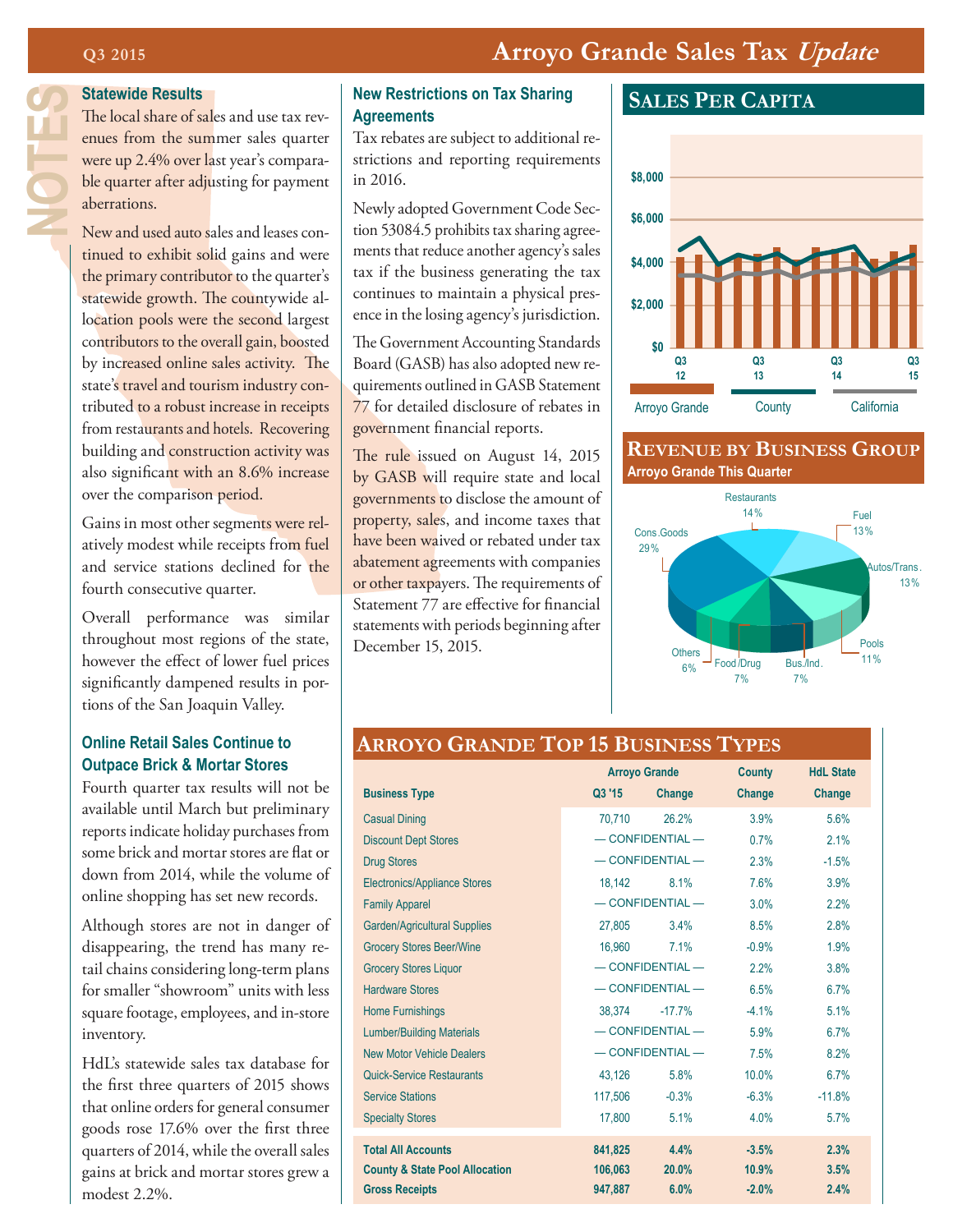# Arroyo Grande Sales Tax *Update*

Q3 2015

NOTES

### Statewide Results

The local share of sales and use tax revenues from the summer sales quarter were up 2.4% over last year's comparable quarter after adjusting for payment aberrations.

New and used auto sales and leases continued to exhibit solid gains and were the primary contributor to the quarter's statewide growth. The countywide allocation pools were the second largest contributors to the overall gain, boosted by increased online sales activity. The state's travel and tourism industry contributed to a robust increase in receipts from restaurants and hotels. Recovering building and construction activity was also significant with an 8.6% increase over the comparison period.

Gains in most other segments were relatively modest while receipts from fuel and service stations declined for the fourth consecutive quarter.

Overall performance was similar throughout most regions of the state, however the effect of lower fuel prices significantly dampened results in portions of the San Joaquin Valley.

### Online Retail Sales Continue to Outpace Brick & Mortar Stores

Fourth quarter tax results will not be available until March but preliminary reports indicate holiday purchases from some brick and mortar stores are flat or down from 2014, while the volume of online shopping has set new records.

Although stores are not in danger of disappearing, the trend has many retail chains considering long-term plans for smaller "showroom" units with less square footage, employees, and in-store inventory.

HdL's statewide sales tax database for the first three quarters of 2015 shows that online orders for general consumer goods rose 17.6% over the first three quarters of 2014, while the overall sales gains at brick and mortar stores grew a modest 2.2%.

### New Restrictions on Tax Sharing Agreements

Tax rebates are subject to additional restrictions and reporting requirements in 2016.

Newly adopted Government Code Section 53084.5 prohibits tax sharing agreements that reduce another agency's sales tax if the business generating the tax continues to maintain a physical presence in the losing agency's jurisdiction.

The Government Accounting Standards Board (GASB) has also adopted new requirements outlined in GASB Statement 77 for detailed disclosure of rebates in government financial reports.

The rule issued on August 14, 2015 by GASB will require state and local governments to disclose the amount of property, sales, and income taxes that have been waived or rebated under tax abatement agreements with companies or other taxpayers. The requirements of Statement 77 are effective for financial statements with periods beginning after December 15, 2015.

## Sales Per Capita

$8,000
$6,000
$4,000
$2,000
$0
Q3 12
Q3 13
Q3 14
Q3 15

Arroyo Grande
County
California

## Revenue by Business Group

Arroyo Grande This Quarter

Restaurants 14%
Fuel 13%
Autos/Trans. 13%
Pools 11%
Bus./Ind. 7%
Food/Drug 7%
Others 6%
Cons.Goods 29%

## Arroyo Grande Top 15 Business Types

| Business Type | Arroyo Grande Q3 '15 | Arroyo Grande Change | County Change | HdL State Change |
|---|---|---|---|---|
| Casual Dining | 70,710 | 26.2% | 3.9% | 5.6% |
| Discount Dept Stores | — CONFIDENTIAL — | | 0.7% | 2.1% |
| Drug Stores | — CONFIDENTIAL — | | 2.3% | -1.5% |
| Electronics/Appliance Stores | 18,142 | 8.1% | 7.6% | 3.9% |
| Family Apparel | — CONFIDENTIAL — | | 3.0% | 2.2% |
| Garden/Agricultural Supplies | 27,805 | 3.4% | 8.5% | 2.8% |
| Grocery Stores Beer/Wine | 16,960 | 7.1% | -0.9% | 1.9% |
| Grocery Stores Liquor | — CONFIDENTIAL — | | 2.2% | 3.8% |
| Hardware Stores | — CONFIDENTIAL — | | 6.5% | 6.7% |
| Home Furnishings | 38,374 | -17.7% | -4.1% | 5.1% |
| Lumber/Building Materials | — CONFIDENTIAL — | | 5.9% | 6.7% |
| New Motor Vehicle Dealers | — CONFIDENTIAL — | | 7.5% | 8.2% |
| Quick-Service Restaurants | 43,126 | 5.8% | 10.0% | 6.7% |
| Service Stations | 117,506 | -0.3% | -6.3% | -11.8% |
| Specialty Stores | 17,800 | 5.1% | 4.0% | 5.7% |
| **Total All Accounts** | **841,825** | **4.4%** | **-3.5%** | **2.3%** |
| **County & State Pool Allocation** | **106,063** | **20.0%** | **10.9%** | **3.5%** |
| **Gross Receipts** | **947,887** | **6.0%** | **-2.0%** | **2.4%** |